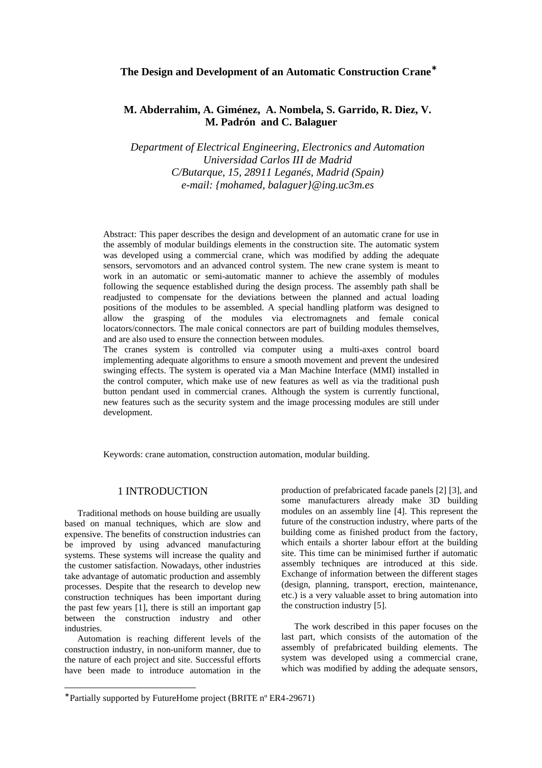# The Design and Development of an Automatic Construction Crane*

**M. Abderrahim, A. Giménez, A. Nombela, S. Garrido, R. Diez, V. M. Padrón and C. Balaguer**

*Department of Electrical Engineering, Electronics and Automation*
*Universidad Carlos III de Madrid*
*C/Butarque, 15, 28911 Leganés, Madrid (Spain)*
*e-mail: {mohamed, balaguer}@ing.uc3m.es*

Abstract: This paper describes the design and development of an automatic crane for use in the assembly of modular buildings elements in the construction site. The automatic system was developed using a commercial crane, which was modified by adding the adequate sensors, servomotors and an advanced control system. The new crane system is meant to work in an automatic or semi-automatic manner to achieve the assembly of modules following the sequence established during the design process. The assembly path shall be readjusted to compensate for the deviations between the planned and actual loading positions of the modules to be assembled. A special handling platform was designed to allow the grasping of the modules via electromagnets and female conical locators/connectors. The male conical connectors are part of building modules themselves, and are also used to ensure the connection between modules.

The cranes system is controlled via computer using a multi-axes control board implementing adequate algorithms to ensure a smooth movement and prevent the undesired swinging effects. The system is operated via a Man Machine Interface (MMI) installed in the control computer, which make use of new features as well as via the traditional push button pendant used in commercial cranes. Although the system is currently functional, new features such as the security system and the image processing modules are still under development.

Keywords: crane automation, construction automation, modular building.

## 1 INTRODUCTION

Traditional methods on house building are usually based on manual techniques, which are slow and expensive. The benefits of construction industries can be improved by using advanced manufacturing systems. These systems will increase the quality and the customer satisfaction. Nowadays, other industries take advantage of automatic production and assembly processes. Despite that the research to develop new construction techniques has been important during the past few years [1], there is still an important gap between the construction industry and other industries.

Automation is reaching different levels of the construction industry, in non-uniform manner, due to the nature of each project and site. Successful efforts have been made to introduce automation in the production of prefabricated facade panels [2] [3], and some manufacturers already make 3D building modules on an assembly line [4]. This represent the future of the construction industry, where parts of the building come as finished product from the factory, which entails a shorter labour effort at the building site. This time can be minimised further if automatic assembly techniques are introduced at this side. Exchange of information between the different stages (design, planning, transport, erection, maintenance, etc.) is a very valuable asset to bring automation into the construction industry [5].

The work described in this paper focuses on the last part, which consists of the automation of the assembly of prefabricated building elements. The system was developed using a commercial crane, which was modified by adding the adequate sensors,

*Partially supported by FutureHome project (BRITE nº ER4-29671)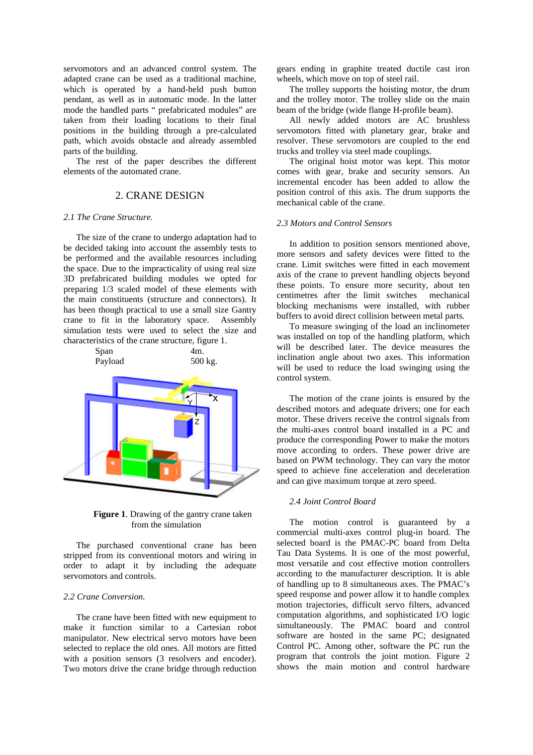servomotors and an advanced control system. The adapted crane can be used as a traditional machine, which is operated by a hand-held push button pendant, as well as in automatic mode. In the latter mode the handled parts " prefabricated modules" are taken from their loading locations to their final positions in the building through a pre-calculated path, which avoids obstacle and already assembled parts of the building.

The rest of the paper describes the different elements of the automated crane.

## 2. CRANE DESIGN

### *2.1 The Crane Structure.*

The size of the crane to undergo adaptation had to be decided taking into account the assembly tests to be performed and the available resources including the space. Due to the impracticality of using real size 3D prefabricated building modules we opted for preparing 1/3 scaled model of these elements with the main constituents (structure and connectors). It has been though practical to use a small size Gantry crane to fit in the laboratory space. Assembly simulation tests were used to select the size and characteristics of the crane structure, figure 1.

| | |
|---|---|
| Span | 4m. |
| Payload | 500 kg. |

**Figure 1**. Drawing of the gantry crane taken from the simulation

The purchased conventional crane has been stripped from its conventional motors and wiring in order to adapt it by including the adequate servomotors and controls.

### *2.2 Crane Conversion.*

The crane have been fitted with new equipment to make it function similar to a Cartesian robot manipulator. New electrical servo motors have been selected to replace the old ones. All motors are fitted with a position sensors (3 resolvers and encoder). Two motors drive the crane bridge through reduction gears ending in graphite treated ductile cast iron wheels, which move on top of steel rail.

The trolley supports the hoisting motor, the drum and the trolley motor. The trolley slide on the main beam of the bridge (wide flange H-profile beam).

All newly added motors are AC brushless servomotors fitted with planetary gear, brake and resolver. These servomotors are coupled to the end trucks and trolley via steel made couplings.

The original hoist motor was kept. This motor comes with gear, brake and security sensors. An incremental encoder has been added to allow the position control of this axis. The drum supports the mechanical cable of the crane.

### *2.3 Motors and Control Sensors*

In addition to position sensors mentioned above, more sensors and safety devices were fitted to the crane. Limit switches were fitted in each movement axis of the crane to prevent handling objects beyond these points. To ensure more security, about ten centimetres after the limit switches mechanical blocking mechanisms were installed, with rubber buffers to avoid direct collision between metal parts.

To measure swinging of the load an inclinometer was installed on top of the handling platform, which will be described later. The device measures the inclination angle about two axes. This information will be used to reduce the load swinging using the control system.

The motion of the crane joints is ensured by the described motors and adequate drivers; one for each motor. These drivers receive the control signals from the multi-axes control board installed in a PC and produce the corresponding Power to make the motors move according to orders. These power drive are based on PWM technology. They can vary the motor speed to achieve fine acceleration and deceleration and can give maximum torque at zero speed.

### *2.4 Joint Control Board*

The motion control is guaranteed by a commercial multi-axes control plug-in board. The selected board is the PMAC-PC board from Delta Tau Data Systems. It is one of the most powerful, most versatile and cost effective motion controllers according to the manufacturer description. It is able of handling up to 8 simultaneous axes. The PMAC's speed response and power allow it to handle complex motion trajectories, difficult servo filters, advanced computation algorithms, and sophisticated I/O logic simultaneously. The PMAC board and control software are hosted in the same PC; designated Control PC. Among other, software the PC run the program that controls the joint motion. Figure 2 shows the main motion and control hardware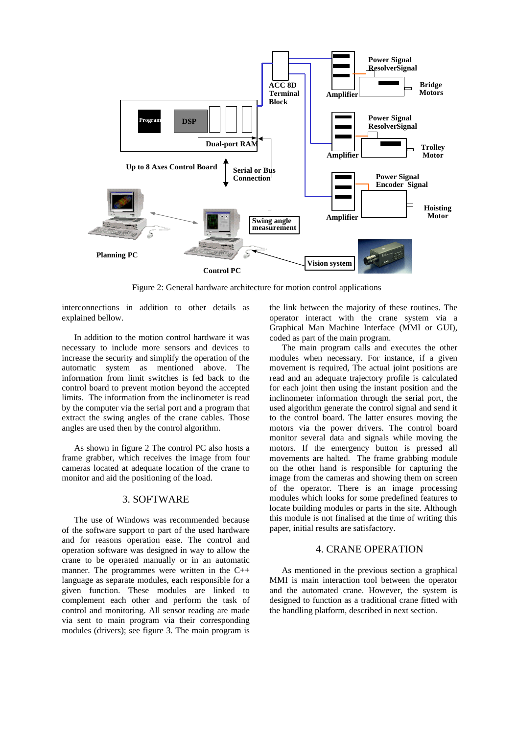Figure 2: General hardware architecture for motion control applications

interconnections in addition to other details as explained bellow.

In addition to the motion control hardware it was necessary to include more sensors and devices to increase the security and simplify the operation of the automatic system as mentioned above. The information from limit switches is fed back to the control board to prevent motion beyond the accepted limits. The information from the inclinometer is read by the computer via the serial port and a program that extract the swing angles of the crane cables. Those angles are used then by the control algorithm.

As shown in figure 2 The control PC also hosts a frame grabber, which receives the image from four cameras located at adequate location of the crane to monitor and aid the positioning of the load.

## 3. SOFTWARE

The use of Windows was recommended because of the software support to part of the used hardware and for reasons operation ease. The control and operation software was designed in way to allow the crane to be operated manually or in an automatic manner. The programmes were written in the C++ language as separate modules, each responsible for a given function. These modules are linked to complement each other and perform the task of control and monitoring. All sensor reading are made via sent to main program via their corresponding modules (drivers); see figure 3. The main program is the link between the majority of these routines. The operator interact with the crane system via a Graphical Man Machine Interface (MMI or GUI), coded as part of the main program.

The main program calls and executes the other modules when necessary. For instance, if a given movement is required, The actual joint positions are read and an adequate trajectory profile is calculated for each joint then using the instant position and the inclinometer information through the serial port, the used algorithm generate the control signal and send it to the control board. The latter ensures moving the motors via the power drivers. The control board monitor several data and signals while moving the motors. If the emergency button is pressed all movements are halted. The frame grabbing module on the other hand is responsible for capturing the image from the cameras and showing them on screen of the operator. There is an image processing modules which looks for some predefined features to locate building modules or parts in the site. Although this module is not finalised at the time of writing this paper, initial results are satisfactory.

## 4. CRANE OPERATION

As mentioned in the previous section a graphical MMI is main interaction tool between the operator and the automated crane. However, the system is designed to function as a traditional crane fitted with the handling platform, described in next section.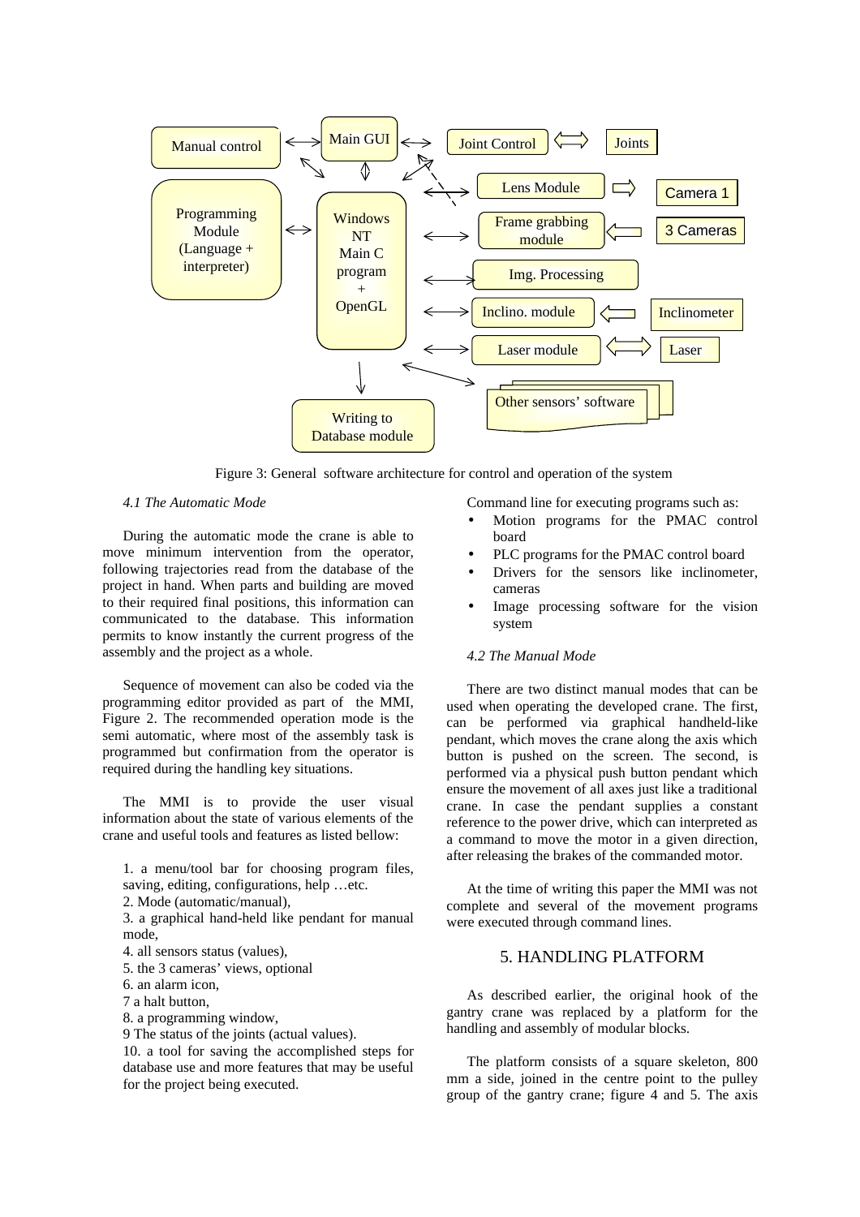Figure 3: General software architecture for control and operation of the system

*4.1 The Automatic Mode*

During the automatic mode the crane is able to move minimum intervention from the operator, following trajectories read from the database of the project in hand. When parts and building are moved to their required final positions, this information can communicated to the database. This information permits to know instantly the current progress of the assembly and the project as a whole.

Sequence of movement can also be coded via the programming editor provided as part of the MMI, Figure 2. The recommended operation mode is the semi automatic, where most of the assembly task is programmed but confirmation from the operator is required during the handling key situations.

The MMI is to provide the user visual information about the state of various elements of the crane and useful tools and features as listed bellow:

1. a menu/tool bar for choosing program files, saving, editing, configurations, help …etc.
2. Mode (automatic/manual),
3. a graphical hand-held like pendant for manual mode,
4. all sensors status (values),
5. the 3 cameras' views, optional
6. an alarm icon,
7 a halt button,
8. a programming window,
9 The status of the joints (actual values).
10. a tool for saving the accomplished steps for database use and more features that may be useful for the project being executed.

Command line for executing programs such as:

- Motion programs for the PMAC control board
- PLC programs for the PMAC control board
- Drivers for the sensors like inclinometer, cameras
- Image processing software for the vision system

*4.2 The Manual Mode*

There are two distinct manual modes that can be used when operating the developed crane. The first, can be performed via graphical handheld-like pendant, which moves the crane along the axis which button is pushed on the screen. The second, is performed via a physical push button pendant which ensure the movement of all axes just like a traditional crane. In case the pendant supplies a constant reference to the power drive, which can interpreted as a command to move the motor in a given direction, after releasing the brakes of the commanded motor.

At the time of writing this paper the MMI was not complete and several of the movement programs were executed through command lines.

## 5. HANDLING PLATFORM

As described earlier, the original hook of the gantry crane was replaced by a platform for the handling and assembly of modular blocks.

The platform consists of a square skeleton, 800 mm a side, joined in the centre point to the pulley group of the gantry crane; figure 4 and 5. The axis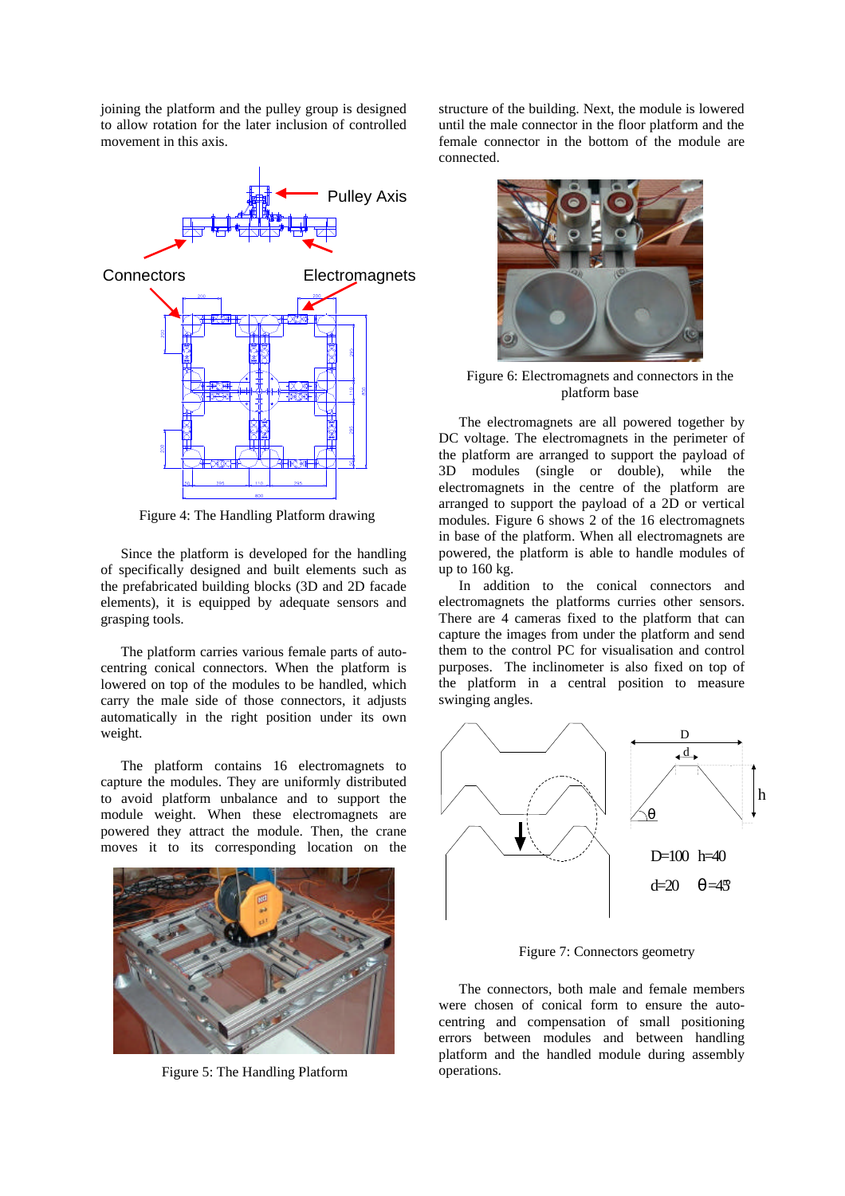joining the platform and the pulley group is designed to allow rotation for the later inclusion of controlled movement in this axis.

Figure 4: The Handling Platform drawing

Since the platform is developed for the handling of specifically designed and built elements such as the prefabricated building blocks (3D and 2D facade elements), it is equipped by adequate sensors and grasping tools.

The platform carries various female parts of auto-centring conical connectors. When the platform is lowered on top of the modules to be handled, which carry the male side of those connectors, it adjusts automatically in the right position under its own weight.

The platform contains 16 electromagnets to capture the modules. They are uniformly distributed to avoid platform unbalance and to support the module weight. When these electromagnets are powered they attract the module. Then, the crane moves it to its corresponding location on the structure of the building. Next, the module is lowered until the male connector in the floor platform and the female connector in the bottom of the module are connected.

Figure 5: The Handling Platform

Figure 6: Electromagnets and connectors in the platform base

The electromagnets are all powered together by DC voltage. The electromagnets in the perimeter of the platform are arranged to support the payload of 3D modules (single or double), while the electromagnets in the centre of the platform are arranged to support the payload of a 2D or vertical modules. Figure 6 shows 2 of the 16 electromagnets in base of the platform. When all electromagnets are powered, the platform is able to handle modules of up to 160 kg.

In addition to the conical connectors and electromagnets the platforms curries other sensors. There are 4 cameras fixed to the platform that can capture the images from under the platform and send them to the control PC for visualisation and control purposes. The inclinometer is also fixed on top of the platform in a central position to measure swinging angles.

Figure 7: Connectors geometry

The connectors, both male and female members were chosen of conical form to ensure the auto-centring and compensation of small positioning errors between modules and between handling platform and the handled module during assembly operations.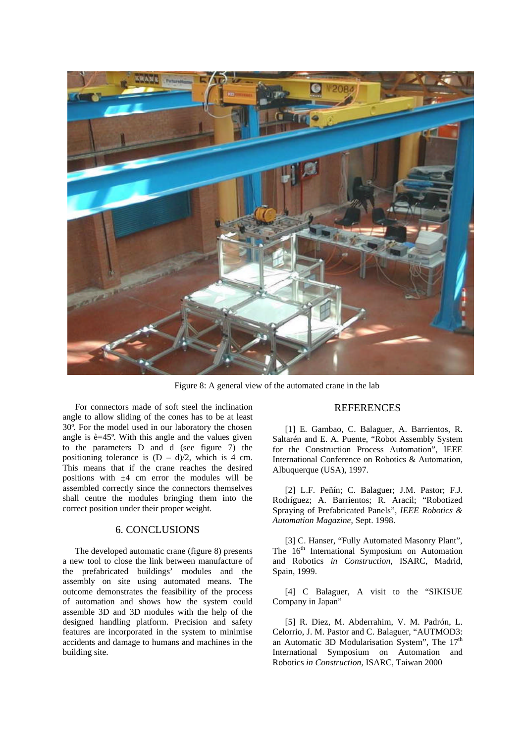Figure 8: A general view of the automated crane in the lab

For connectors made of soft steel the inclination angle to allow sliding of the cones has to be at least 30º. For the model used in our laboratory the chosen angle is è=45º. With this angle and the values given to the parameters D and d (see figure 7) the positioning tolerance is $(D - d)/2$, which is 4 cm. This means that if the crane reaches the desired positions with ±4 cm error the modules will be assembled correctly since the connectors themselves shall centre the modules bringing them into the correct position under their proper weight.

## 6. CONCLUSIONS

The developed automatic crane (figure 8) presents a new tool to close the link between manufacture of the prefabricated buildings' modules and the assembly on site using automated means. The outcome demonstrates the feasibility of the process of automation and shows how the system could assemble 3D and 3D modules with the help of the designed handling platform. Precision and safety features are incorporated in the system to minimise accidents and damage to humans and machines in the building site.

## REFERENCES

[1] E. Gambao, C. Balaguer, A. Barrientos, R. Saltarén and E. A. Puente, "Robot Assembly System for the Construction Process Automation", IEEE International Conference on Robotics & Automation, Albuquerque (USA), 1997.

[2] L.F. Peñín; C. Balaguer; J.M. Pastor; F.J. Rodríguez; A. Barrientos; R. Aracil; "Robotized Spraying of Prefabricated Panels", *IEEE Robotics & Automation Magazine*, Sept. 1998.

[3] C. Hanser, "Fully Automated Masonry Plant", The 16th International Symposium on Automation and Robotics *in Construction*, ISARC, Madrid, Spain, 1999.

[4] C Balaguer, A visit to the "SIKISUE Company in Japan"

[5] R. Diez, M. Abderrahim, V. M. Padrón, L. Celorrio, J. M. Pastor and C. Balaguer, "AUTMOD3: an Automatic 3D Modularisation System", The 17th International Symposium on Automation and Robotics *in Construction*, ISARC, Taiwan 2000